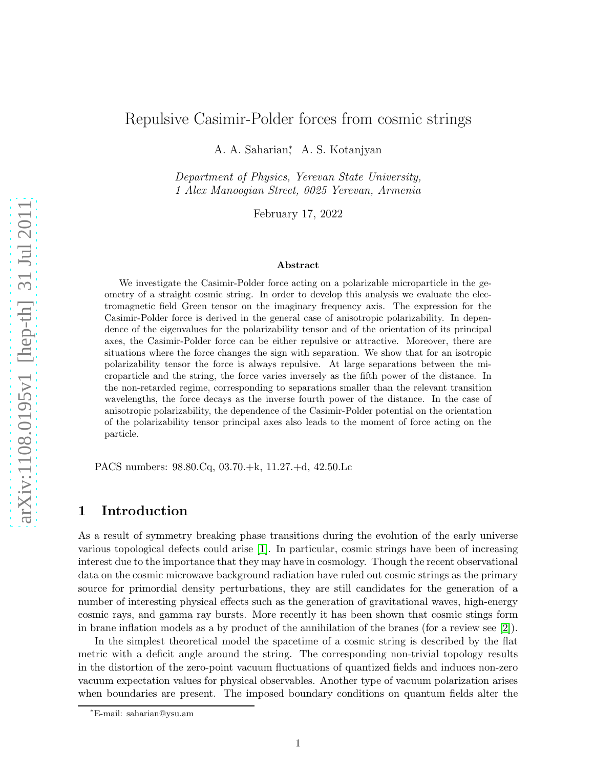# Repulsive Casimir-Polder forces from cosmic strings

A. A. Saharian[*], A. S. Kotanjyan

*Department of Physics, Yerevan State University,*
*1 Alex Manoogian Street, 0025 Yerevan, Armenia*

February 17, 2022

## Abstract

We investigate the Casimir-Polder force acting on a polarizable microparticle in the geometry of a straight cosmic string. In order to develop this analysis we evaluate the electromagnetic field Green tensor on the imaginary frequency axis. The expression for the Casimir-Polder force is derived in the general case of anisotropic polarizability. In dependence of the eigenvalues for the polarizability tensor and of the orientation of its principal axes, the Casimir-Polder force can be either repulsive or attractive. Moreover, there are situations where the force changes the sign with separation. We show that for an isotropic polarizability tensor the force is always repulsive. At large separations between the microparticle and the string, the force varies inversely as the fifth power of the distance. In the non-retarded regime, corresponding to separations smaller than the relevant transition wavelengths, the force decays as the inverse fourth power of the distance. In the case of anisotropic polarizability, the dependence of the Casimir-Polder potential on the orientation of the polarizability tensor principal axes also leads to the moment of force acting on the particle.

PACS numbers: 98.80.Cq, 03.70.+k, 11.27.+d, 42.50.Lc

## 1 Introduction

As a result of symmetry breaking phase transitions during the evolution of the early universe various topological defects could arise [1]. In particular, cosmic strings have been of increasing interest due to the importance that they may have in cosmology. Though the recent observational data on the cosmic microwave background radiation have ruled out cosmic strings as the primary source for primordial density perturbations, they are still candidates for the generation of a number of interesting physical effects such as the generation of gravitational waves, high-energy cosmic rays, and gamma ray bursts. More recently it has been shown that cosmic stings form in brane inflation models as a by product of the annihilation of the branes (for a review see [2]).

In the simplest theoretical model the spacetime of a cosmic string is described by the flat metric with a deficit angle around the string. The corresponding non-trivial topology results in the distortion of the zero-point vacuum fluctuations of quantized fields and induces non-zero vacuum expectation values for physical observables. Another type of vacuum polarization arises when boundaries are present. The imposed boundary conditions on quantum fields alter the

[*]E-mail: saharian@ysu.am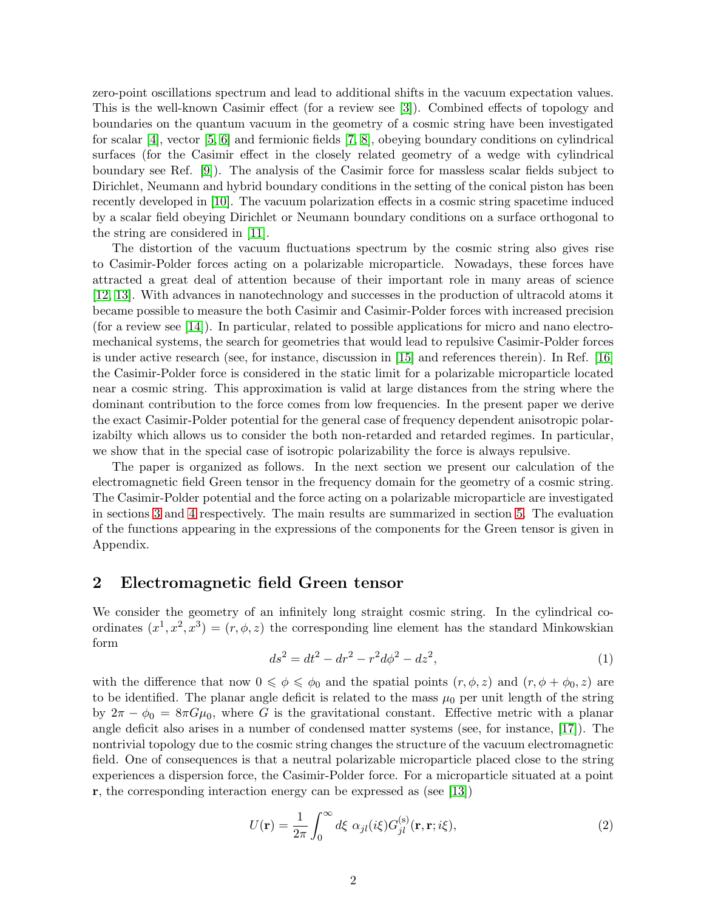zero-point oscillations spectrum and lead to additional shifts in the vacuum expectation values. This is the well-known Casimir effect (for a review see [3]). Combined effects of topology and boundaries on the quantum vacuum in the geometry of a cosmic string have been investigated for scalar [4], vector [5, 6] and fermionic fields [7, 8], obeying boundary conditions on cylindrical surfaces (for the Casimir effect in the closely related geometry of a wedge with cylindrical boundary see Ref. [9]). The analysis of the Casimir force for massless scalar fields subject to Dirichlet, Neumann and hybrid boundary conditions in the setting of the conical piston has been recently developed in [10]. The vacuum polarization effects in a cosmic string spacetime induced by a scalar field obeying Dirichlet or Neumann boundary conditions on a surface orthogonal to the string are considered in [11].

The distortion of the vacuum fluctuations spectrum by the cosmic string also gives rise to Casimir-Polder forces acting on a polarizable microparticle. Nowadays, these forces have attracted a great deal of attention because of their important role in many areas of science [12, 13]. With advances in nanotechnology and successes in the production of ultracold atoms it became possible to measure the both Casimir and Casimir-Polder forces with increased precision (for a review see [14]). In particular, related to possible applications for micro and nano electromechanical systems, the search for geometries that would lead to repulsive Casimir-Polder forces is under active research (see, for instance, discussion in [15] and references therein). In Ref. [16] the Casimir-Polder force is considered in the static limit for a polarizable microparticle located near a cosmic string. This approximation is valid at large distances from the string where the dominant contribution to the force comes from low frequencies. In the present paper we derive the exact Casimir-Polder potential for the general case of frequency dependent anisotropic polarizabilty which allows us to consider the both non-retarded and retarded regimes. In particular, we show that in the special case of isotropic polarizability the force is always repulsive.

The paper is organized as follows. In the next section we present our calculation of the electromagnetic field Green tensor in the frequency domain for the geometry of a cosmic string. The Casimir-Polder potential and the force acting on a polarizable microparticle are investigated in sections 3 and 4 respectively. The main results are summarized in section 5. The evaluation of the functions appearing in the expressions of the components for the Green tensor is given in Appendix.

## 2 Electromagnetic field Green tensor

We consider the geometry of an infinitely long straight cosmic string. In the cylindrical coordinates $(x^1, x^2, x^3) = (r, \phi, z)$ the corresponding line element has the standard Minkowskian form

$$ds^2 = dt^2 - dr^2 - r^2 d\phi^2 - dz^2, \tag{1}$$

with the difference that now $0 \leqslant \phi \leqslant \phi_0$ and the spatial points $(r, \phi, z)$ and $(r, \phi + \phi_0, z)$ are to be identified. The planar angle deficit is related to the mass $\mu_0$ per unit length of the string by $2\pi - \phi_0 = 8\pi G \mu_0$, where $G$ is the gravitational constant. Effective metric with a planar angle deficit also arises in a number of condensed matter systems (see, for instance, [17]). The nontrivial topology due to the cosmic string changes the structure of the vacuum electromagnetic field. One of consequences is that a neutral polarizable microparticle placed close to the string experiences a dispersion force, the Casimir-Polder force. For a microparticle situated at a point $\mathbf{r}$, the corresponding interaction energy can be expressed as (see [13])

$$U(\mathbf{r}) = \frac{1}{2\pi} \int_0^\infty d\xi \; \alpha_{jl}(i\xi) G_{jl}^{(\mathrm{s})}(\mathbf{r}, \mathbf{r}; i\xi), \tag{2}$$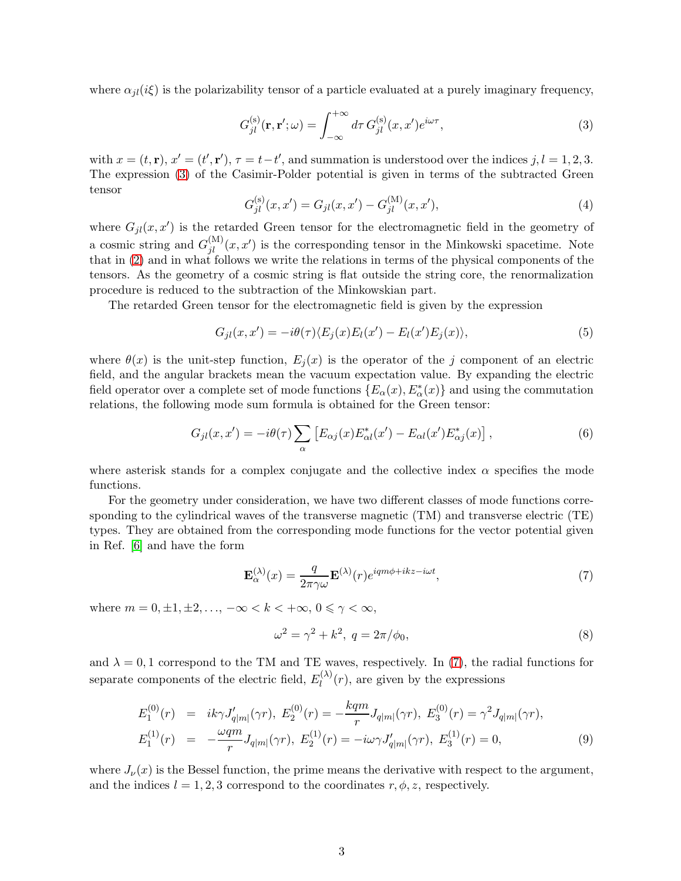where $\alpha_{jl}(i\xi)$ is the polarizability tensor of a particle evaluated at a purely imaginary frequency,

$$G_{jl}^{(\mathrm{s})}(\mathbf{r},\mathbf{r}';\omega)=\int_{-\infty}^{+\infty}d\tau\, G_{jl}^{(\mathrm{s})}(x,x')e^{i\omega\tau}, \tag{3}$$

with $x=(t,\mathbf{r})$, $x'=(t',\mathbf{r}')$, $\tau=t-t'$, and summation is understood over the indices $j,l=1,2,3$. The expression (3) of the Casimir-Polder potential is given in terms of the subtracted Green tensor

$$G_{jl}^{(\mathrm{s})}(x,x')=G_{jl}(x,x')-G_{jl}^{(\mathrm{M})}(x,x'), \tag{4}$$

where $G_{jl}(x,x')$ is the retarded Green tensor for the electromagnetic field in the geometry of a cosmic string and $G_{jl}^{(\mathrm{M})}(x,x')$ is the corresponding tensor in the Minkowski spacetime. Note that in (2) and in what follows we write the relations in terms of the physical components of the tensors. As the geometry of a cosmic string is flat outside the string core, the renormalization procedure is reduced to the subtraction of the Minkowskian part.

The retarded Green tensor for the electromagnetic field is given by the expression

$$G_{jl}(x,x')=-i\theta(\tau)\langle E_j(x)E_l(x')-E_l(x')E_j(x)\rangle, \tag{5}$$

where $\theta(x)$ is the unit-step function, $E_j(x)$ is the operator of the $j$ component of an electric field, and the angular brackets mean the vacuum expectation value. By expanding the electric field operator over a complete set of mode functions $\{E_\alpha(x),E_\alpha^*(x)\}$ and using the commutation relations, the following mode sum formula is obtained for the Green tensor:

$$G_{jl}(x,x')=-i\theta(\tau)\sum_{\alpha}\left[E_{\alpha j}(x)E_{\alpha l}^*(x')-E_{\alpha l}(x')E_{\alpha j}^*(x)\right], \tag{6}$$

where asterisk stands for a complex conjugate and the collective index $\alpha$ specifies the mode functions.

For the geometry under consideration, we have two different classes of mode functions corresponding to the cylindrical waves of the transverse magnetic (TM) and transverse electric (TE) types. They are obtained from the corresponding mode functions for the vector potential given in Ref. [6] and have the form

$$\mathbf{E}_\alpha^{(\lambda)}(x)=\frac{q}{2\pi\gamma\omega}\mathbf{E}^{(\lambda)}(r)e^{iqm\phi+ikz-i\omega t}, \tag{7}$$

where $m=0,\pm1,\pm2,\ldots$, $-\infty<k<+\infty$, $0\leqslant\gamma<\infty$,

$$\omega^2=\gamma^2+k^2,\ q=2\pi/\phi_0, \tag{8}$$

and $\lambda=0,1$ correspond to the TM and TE waves, respectively. In (7), the radial functions for separate components of the electric field, $E_l^{(\lambda)}(r)$, are given by the expressions

$$\begin{aligned}
E_1^{(0)}(r) &= ik\gamma J'_{q|m|}(\gamma r),\ E_2^{(0)}(r)=-\frac{kqm}{r}J_{q|m|}(\gamma r),\ E_3^{(0)}(r)=\gamma^2 J_{q|m|}(\gamma r),\\
E_1^{(1)}(r) &= -\frac{\omega qm}{r}J_{q|m|}(\gamma r),\ E_2^{(1)}(r)=-i\omega\gamma J'_{q|m|}(\gamma r),\ E_3^{(1)}(r)=0,
\end{aligned} \tag{9}$$

where $J_\nu(x)$ is the Bessel function, the prime means the derivative with respect to the argument, and the indices $l=1,2,3$ correspond to the coordinates $r,\phi,z$, respectively.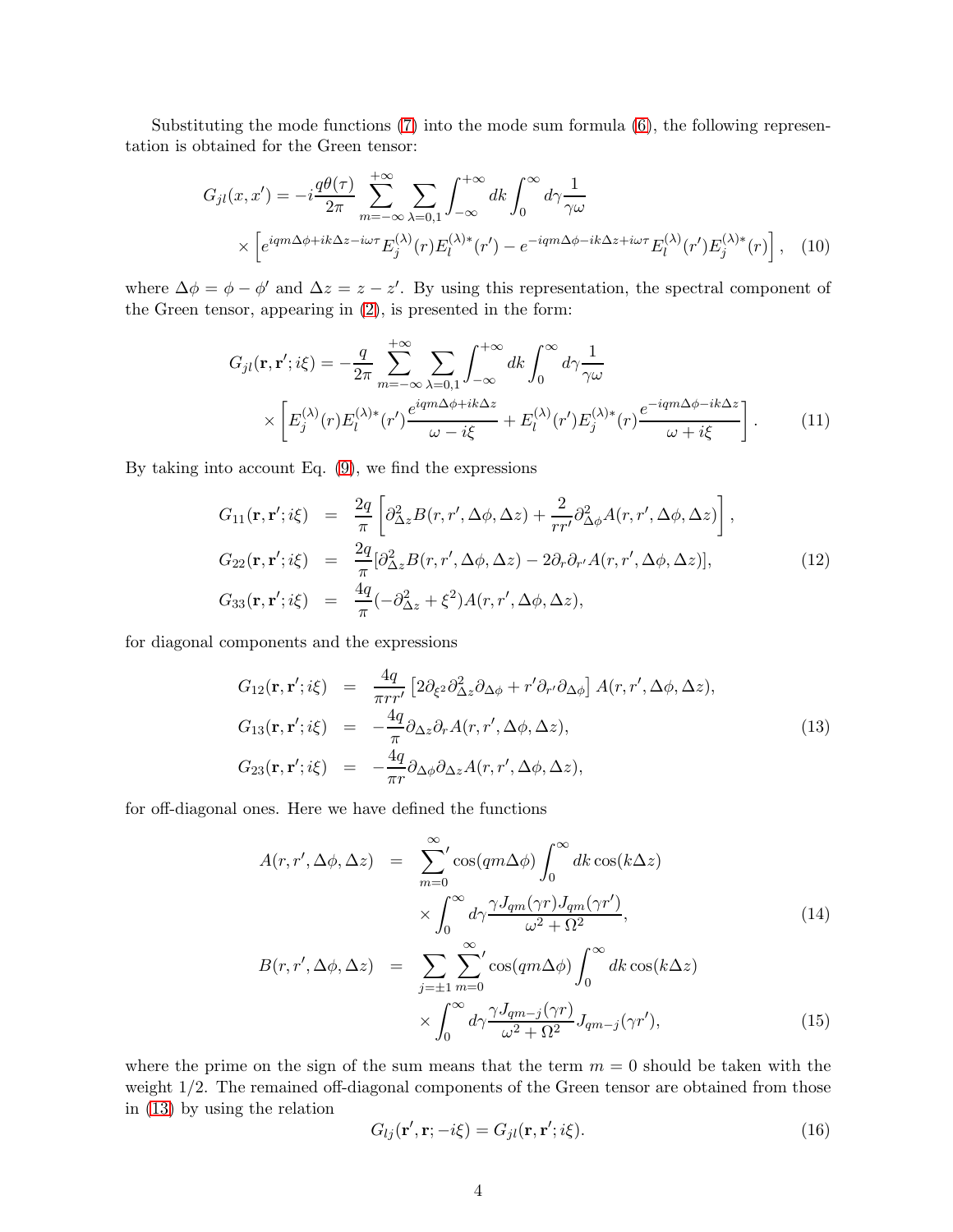Substituting the mode functions (7) into the mode sum formula (6), the following representation is obtained for the Green tensor:

$$
G_{jl}(x,x') = -i\frac{q\theta(\tau)}{2\pi}\sum_{m=-\infty}^{+\infty}\sum_{\lambda=0,1}\int_{-\infty}^{+\infty}dk\int_0^\infty d\gamma\frac{1}{\gamma\omega}
\times\left[e^{iqm\Delta\phi+ik\Delta z-i\omega\tau}E_j^{(\lambda)}(r)E_l^{(\lambda)*}(r') - e^{-iqm\Delta\phi-ik\Delta z+i\omega\tau}E_l^{(\lambda)}(r')E_j^{(\lambda)*}(r)\right], \quad (10)
$$

where $\Delta\phi = \phi - \phi'$ and $\Delta z = z - z'$. By using this representation, the spectral component of the Green tensor, appearing in (2), is presented in the form:

$$
G_{jl}(\mathbf{r},\mathbf{r}';i\xi) = -\frac{q}{2\pi}\sum_{m=-\infty}^{+\infty}\sum_{\lambda=0,1}\int_{-\infty}^{+\infty}dk\int_0^\infty d\gamma\frac{1}{\gamma\omega}
\times\left[E_j^{(\lambda)}(r)E_l^{(\lambda)*}(r')\frac{e^{iqm\Delta\phi+ik\Delta z}}{\omega - i\xi} + E_l^{(\lambda)}(r')E_j^{(\lambda)*}(r)\frac{e^{-iqm\Delta\phi-ik\Delta z}}{\omega+i\xi}\right]. \quad (11)
$$

By taking into account Eq. (9), we find the expressions

$$
\begin{aligned}
G_{11}(\mathbf{r},\mathbf{r}';i\xi) &= \frac{2q}{\pi}\left[\partial_{\Delta z}^2 B(r,r',\Delta\phi,\Delta z) + \frac{2}{rr'}\partial_{\Delta\phi}^2 A(r,r',\Delta\phi,\Delta z)\right], \\
G_{22}(\mathbf{r},\mathbf{r}';i\xi) &= \frac{2q}{\pi}[\partial_{\Delta z}^2 B(r,r',\Delta\phi,\Delta z) - 2\partial_r\partial_{r'}A(r,r',\Delta\phi,\Delta z)], \qquad (12)\\
G_{33}(\mathbf{r},\mathbf{r}';i\xi) &= \frac{4q}{\pi}(-\partial_{\Delta z}^2 + \xi^2)A(r,r',\Delta\phi,\Delta z),
\end{aligned}
$$

for diagonal components and the expressions

$$
\begin{aligned}
G_{12}(\mathbf{r},\mathbf{r}';i\xi) &= \frac{4q}{\pi r r'}\left[2\partial_{\xi^2}\partial_{\Delta z}^2\partial_{\Delta\phi} + r'\partial_{r'}\partial_{\Delta\phi}\right]A(r,r',\Delta\phi,\Delta z), \\
G_{13}(\mathbf{r},\mathbf{r}';i\xi) &= -\frac{4q}{\pi}\partial_{\Delta z}\partial_r A(r,r',\Delta\phi,\Delta z), \qquad (13)\\
G_{23}(\mathbf{r},\mathbf{r}';i\xi) &= -\frac{4q}{\pi r}\partial_{\Delta\phi}\partial_{\Delta z}A(r,r',\Delta\phi,\Delta z),
\end{aligned}
$$

for off-diagonal ones. Here we have defined the functions

$$
\begin{aligned}
A(r,r',\Delta\phi,\Delta z) &= \sideset{}{'}\sum_{m=0}^{\infty}\cos(qm\Delta\phi)\int_0^\infty dk\cos(k\Delta z) \\
&\quad\times\int_0^\infty d\gamma\frac{\gamma J_{qm}(\gamma r)J_{qm}(\gamma r')}{\omega^2+\Omega^2}, \qquad (14)\\
B(r,r',\Delta\phi,\Delta z) &= \sum_{j=\pm1}\sideset{}{'}\sum_{m=0}^{\infty}\cos(qm\Delta\phi)\int_0^\infty dk\cos(k\Delta z) \\
&\quad\times\int_0^\infty d\gamma\frac{\gamma J_{qm-j}(\gamma r)}{\omega^2+\Omega^2}J_{qm-j}(\gamma r'), \qquad (15)
\end{aligned}
$$

where the prime on the sign of the sum means that the term $m = 0$ should be taken with the weight 1/2. The remained off-diagonal components of the Green tensor are obtained from those in (13) by using the relation

$$
G_{lj}(\mathbf{r}',\mathbf{r};-i\xi) = G_{jl}(\mathbf{r},\mathbf{r}';i\xi). \quad (16)
$$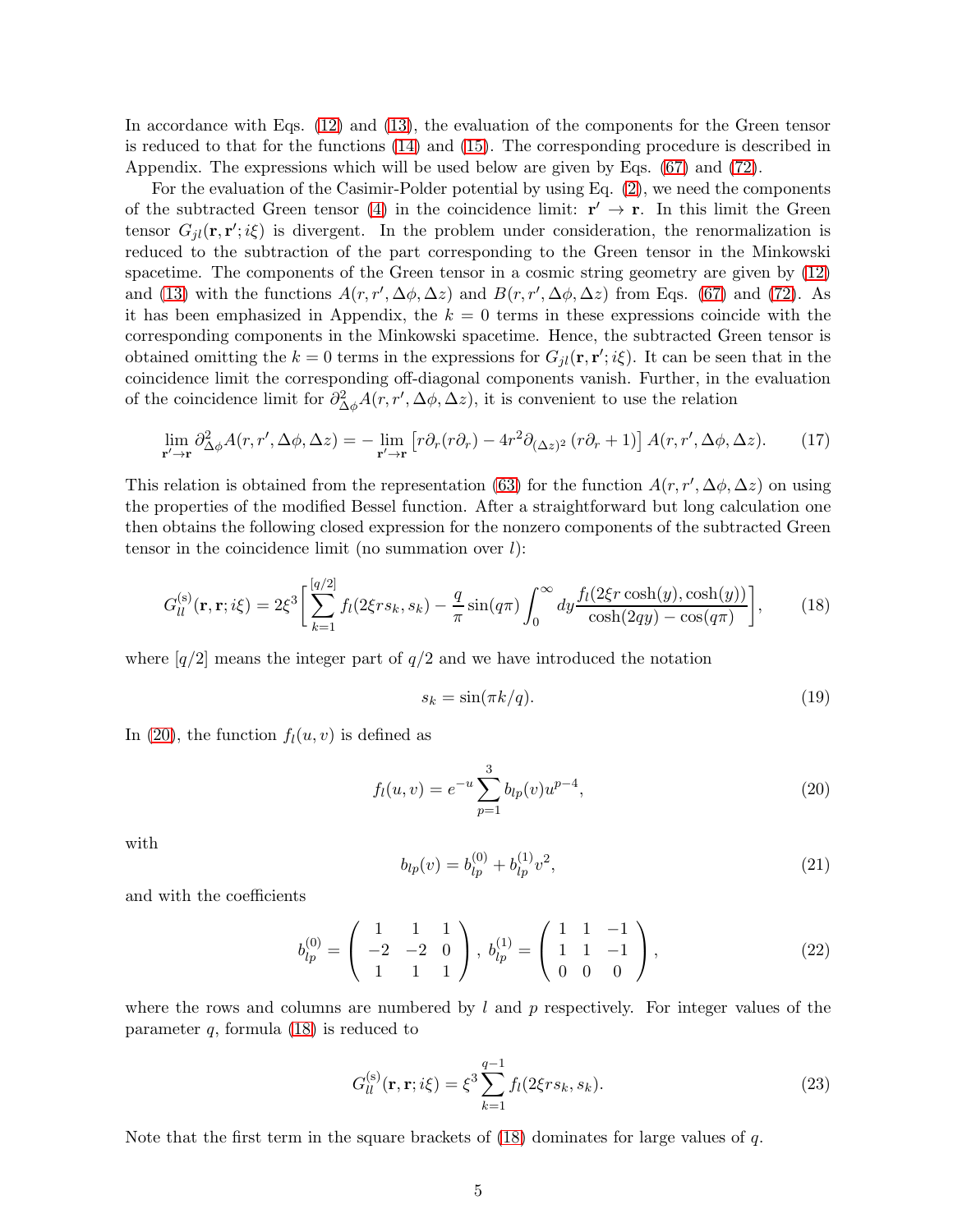In accordance with Eqs. (12) and (13), the evaluation of the components for the Green tensor is reduced to that for the functions (14) and (15). The corresponding procedure is described in Appendix. The expressions which will be used below are given by Eqs. (67) and (72).

For the evaluation of the Casimir-Polder potential by using Eq. (2), we need the components of the subtracted Green tensor (4) in the coincidence limit: $\mathbf{r}' \to \mathbf{r}$. In this limit the Green tensor $G_{jl}(\mathbf{r}, \mathbf{r}'; i\xi)$ is divergent. In the problem under consideration, the renormalization is reduced to the subtraction of the part corresponding to the Green tensor in the Minkowski spacetime. The components of the Green tensor in a cosmic string geometry are given by (12) and (13) with the functions $A(r, r', \Delta\phi, \Delta z)$ and $B(r, r', \Delta\phi, \Delta z)$ from Eqs. (67) and (72). As it has been emphasized in Appendix, the $k = 0$ terms in these expressions coincide with the corresponding components in the Minkowski spacetime. Hence, the subtracted Green tensor is obtained omitting the $k = 0$ terms in the expressions for $G_{jl}(\mathbf{r}, \mathbf{r}'; i\xi)$. It can be seen that in the coincidence limit the corresponding off-diagonal components vanish. Further, in the evaluation of the coincidence limit for $\partial^2_{\Delta\phi} A(r, r', \Delta\phi, \Delta z)$, it is convenient to use the relation

$$\lim_{\mathbf{r}' \to \mathbf{r}} \partial^2_{\Delta\phi} A(r, r', \Delta\phi, \Delta z) = -\lim_{\mathbf{r}' \to \mathbf{r}} \left[ r\partial_r (r\partial_r) - 4r^2 \partial_{(\Delta z)^2} (r\partial_r + 1) \right] A(r, r', \Delta\phi, \Delta z). \tag{17}$$

This relation is obtained from the representation (63) for the function $A(r, r', \Delta\phi, \Delta z)$ on using the properties of the modified Bessel function. After a straightforward but long calculation one then obtains the following closed expression for the nonzero components of the subtracted Green tensor in the coincidence limit (no summation over $l$):

$$G^{(\mathrm{s})}_{ll}(\mathbf{r}, \mathbf{r}; i\xi) = 2\xi^3 \Big[ \sum_{k=1}^{[q/2]} f_l(2\xi r s_k, s_k) - \frac{q}{\pi} \sin(q\pi) \int_0^\infty dy \frac{f_l(2\xi r \cosh(y), \cosh(y))}{\cosh(2qy) - \cos(q\pi)} \Big], \tag{18}$$

where $[q/2]$ means the integer part of $q/2$ and we have introduced the notation

$$s_k = \sin(\pi k/q). \tag{19}$$

In (20), the function $f_l(u, v)$ is defined as

$$f_l(u, v) = e^{-u} \sum_{p=1}^{3} b_{lp}(v) u^{p-4}, \tag{20}$$

with

$$b_{lp}(v) = b^{(0)}_{lp} + b^{(1)}_{lp} v^2, \tag{21}$$

and with the coefficients

$$b^{(0)}_{lp} = \begin{pmatrix} 1 & 1 & 1 \\ -2 & -2 & 0 \\ 1 & 1 & 1 \end{pmatrix}, \; b^{(1)}_{lp} = \begin{pmatrix} 1 & 1 & -1 \\ 1 & 1 & -1 \\ 0 & 0 & 0 \end{pmatrix}, \tag{22}$$

where the rows and columns are numbered by $l$ and $p$ respectively. For integer values of the parameter $q$, formula (18) is reduced to

$$G^{(\mathrm{s})}_{ll}(\mathbf{r}, \mathbf{r}; i\xi) = \xi^3 \sum_{k=1}^{q-1} f_l(2\xi r s_k, s_k). \tag{23}$$

Note that the first term in the square brackets of (18) dominates for large values of $q$.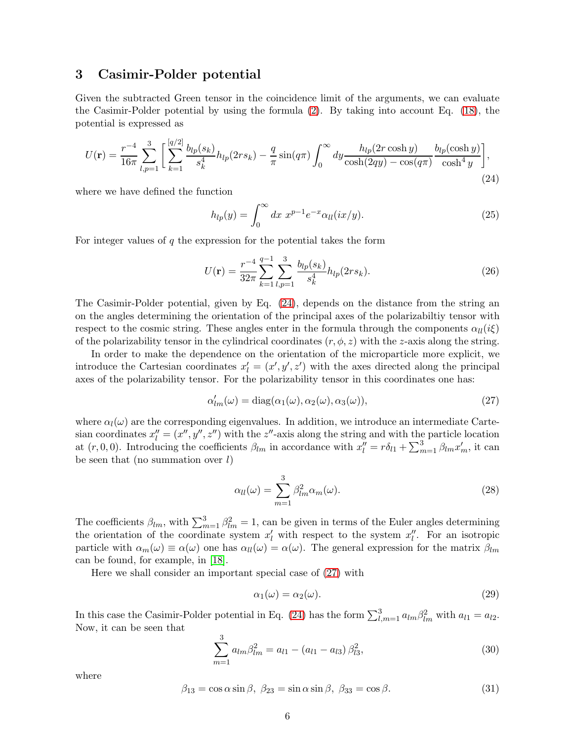## 3 Casimir-Polder potential

Given the subtracted Green tensor in the coincidence limit of the arguments, we can evaluate the Casimir-Polder potential by using the formula (2). By taking into account Eq. (18), the potential is expressed as

$$U(\mathbf{r}) = \frac{r^{-4}}{16\pi} \sum_{l,p=1}^{3} \bigg[ \sum_{k=1}^{[q/2]} \frac{b_{lp}(s_k)}{s_k^4} h_{lp}(2rs_k) - \frac{q}{\pi}\sin(q\pi) \int_0^\infty dy \frac{h_{lp}(2r\cosh y)}{\cosh(2qy) - \cos(q\pi)} \frac{b_{lp}(\cosh y)}{\cosh^4 y} \bigg], \tag{24}$$

where we have defined the function

$$h_{lp}(y) = \int_0^\infty dx\ x^{p-1} e^{-x} \alpha_{ll}(ix/y). \tag{25}$$

For integer values of $q$ the expression for the potential takes the form

$$U(\mathbf{r}) = \frac{r^{-4}}{32\pi} \sum_{k=1}^{q-1} \sum_{l,p=1}^{3} \frac{b_{lp}(s_k)}{s_k^4} h_{lp}(2rs_k). \tag{26}$$

The Casimir-Polder potential, given by Eq. (24), depends on the distance from the string an on the angles determining the orientation of the principal axes of the polarizabiltiy tensor with respect to the cosmic string. These angles enter in the formula through the components $\alpha_{ll}(i\xi)$ of the polarizability tensor in the cylindrical coordinates $(r, \phi, z)$ with the $z$-axis along the string.

In order to make the dependence on the orientation of the microparticle more explicit, we introduce the Cartesian coordinates $x'_l = (x', y', z')$ with the axes directed along the principal axes of the polarizability tensor. For the polarizability tensor in this coordinates one has:

$$\alpha'_{lm}(\omega) = \mathrm{diag}(\alpha_1(\omega), \alpha_2(\omega), \alpha_3(\omega)), \tag{27}$$

where $\alpha_l(\omega)$ are the corresponding eigenvalues. In addition, we introduce an intermediate Cartesian coordinates $x''_l = (x'', y'', z'')$ with the $z''$-axis along the string and with the particle location at $(r, 0, 0)$. Introducing the coefficients $\beta_{lm}$ in accordance with $x''_l = r\delta_{l1} + \sum_{m=1}^{3} \beta_{lm} x'_m$, it can be seen that (no summation over $l$)

$$\alpha_{ll}(\omega) = \sum_{m=1}^{3} \beta_{lm}^2 \alpha_m(\omega). \tag{28}$$

The coefficients $\beta_{lm}$, with $\sum_{m=1}^{3} \beta_{lm}^2 = 1$, can be given in terms of the Euler angles determining the orientation of the coordinate system $x'_l$ with respect to the system $x''_l$. For an isotropic particle with $\alpha_m(\omega) \equiv \alpha(\omega)$ one has $\alpha_{ll}(\omega) = \alpha(\omega)$. The general expression for the matrix $\beta_{lm}$ can be found, for example, in [18].

Here we shall consider an important special case of (27) with

$$\alpha_1(\omega) = \alpha_2(\omega). \tag{29}$$

In this case the Casimir-Polder potential in Eq. (24) has the form $\sum_{l,m=1}^{3} a_{lm}\beta_{lm}^2$ with $a_{l1} = a_{l2}$. Now, it can be seen that

$$\sum_{m=1}^{3} a_{lm}\beta_{lm}^2 = a_{l1} - (a_{l1} - a_{l3})\,\beta_{l3}^2, \tag{30}$$

where

$$\beta_{13} = \cos\alpha \sin\beta,\ \beta_{23} = \sin\alpha \sin\beta,\ \beta_{33} = \cos\beta. \tag{31}$$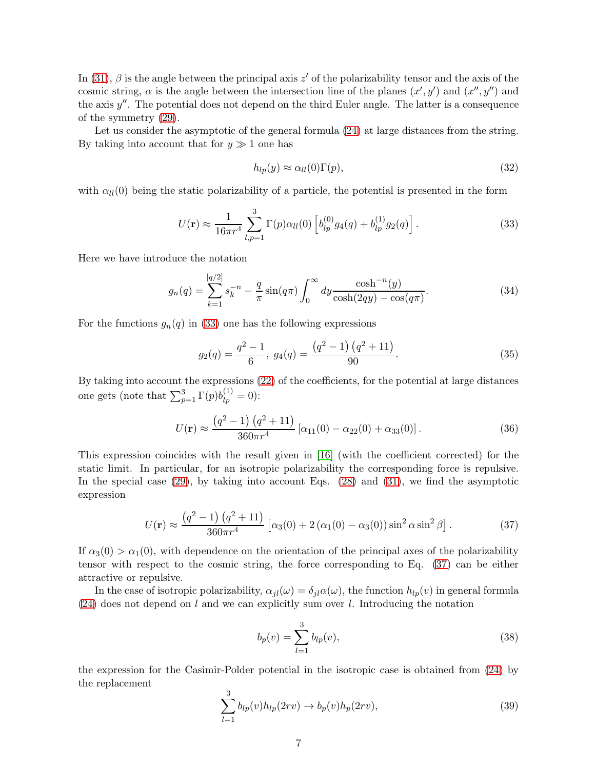In (31), $\beta$ is the angle between the principal axis $z'$ of the polarizability tensor and the axis of the cosmic string, $\alpha$ is the angle between the intersection line of the planes $(x', y')$ and $(x'', y'')$ and the axis $y''$. The potential does not depend on the third Euler angle. The latter is a consequence of the symmetry (29).

Let us consider the asymptotic of the general formula (24) at large distances from the string. By taking into account that for $y \gg 1$ one has

$$h_{lp}(y) \approx \alpha_{ll}(0)\Gamma(p), \tag{32}$$

with $\alpha_{ll}(0)$ being the static polarizability of a particle, the potential is presented in the form

$$U(\mathbf{r}) \approx \frac{1}{16\pi r^4} \sum_{l,p=1}^{3} \Gamma(p)\alpha_{ll}(0) \left[ b_{lp}^{(0)} g_4(q) + b_{lp}^{(1)} g_2(q) \right]. \tag{33}$$

Here we have introduce the notation

$$g_n(q) = \sum_{k=1}^{[q/2]} s_k^{-n} - \frac{q}{\pi} \sin(q\pi) \int_0^\infty dy \frac{\cosh^{-n}(y)}{\cosh(2qy) - \cos(q\pi)}. \tag{34}$$

For the functions $g_n(q)$ in (33) one has the following expressions

$$g_2(q) = \frac{q^2-1}{6}, \; g_4(q) = \frac{\left(q^2-1\right)\left(q^2+11\right)}{90}. \tag{35}$$

By taking into account the expressions (22) of the coefficients, for the potential at large distances one gets (note that $\sum_{p=1}^{3} \Gamma(p) b_{lp}^{(1)} = 0$):

$$U(\mathbf{r}) \approx \frac{\left(q^2-1\right)\left(q^2+11\right)}{360\pi r^4} \left[\alpha_{11}(0) - \alpha_{22}(0) + \alpha_{33}(0)\right]. \tag{36}$$

This expression coincides with the result given in [16] (with the coefficient corrected) for the static limit. In particular, for an isotropic polarizability the corresponding force is repulsive. In the special case (29), by taking into account Eqs. (28) and (31), we find the asymptotic expression

$$U(\mathbf{r}) \approx \frac{\left(q^2-1\right)\left(q^2+11\right)}{360\pi r^4} \left[\alpha_3(0) + 2\left(\alpha_1(0) - \alpha_3(0)\right)\sin^2\alpha \sin^2\beta\right]. \tag{37}$$

If $\alpha_3(0) > \alpha_1(0)$, with dependence on the orientation of the principal axes of the polarizability tensor with respect to the cosmic string, the force corresponding to Eq. (37) can be either attractive or repulsive.

In the case of isotropic polarizability, $\alpha_{jl}(\omega) = \delta_{jl}\alpha(\omega)$, the function $h_{lp}(v)$ in general formula (24) does not depend on $l$ and we can explicitly sum over $l$. Introducing the notation

$$b_p(v) = \sum_{l=1}^{3} b_{lp}(v), \tag{38}$$

the expression for the Casimir-Polder potential in the isotropic case is obtained from (24) by the replacement

$$\sum_{l=1}^{3} b_{lp}(v) h_{lp}(2rv) \to b_p(v) h_p(2rv), \tag{39}$$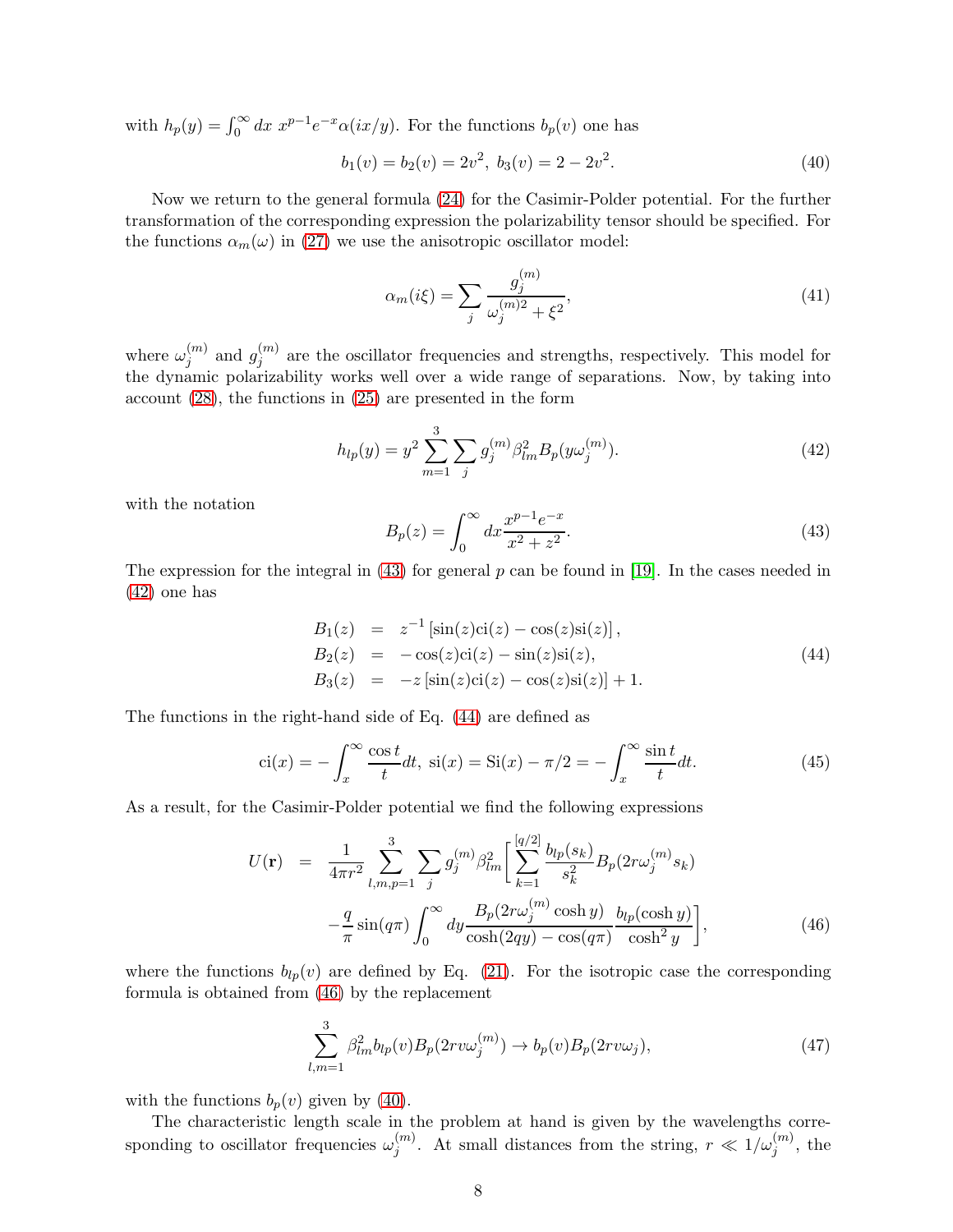with $h_p(y) = \int_0^\infty dx\ x^{p-1}e^{-x}\alpha(ix/y)$. For the functions $b_p(v)$ one has

$$b_1(v) = b_2(v) = 2v^2,\ b_3(v) = 2 - 2v^2. \tag{40}$$

Now we return to the general formula (24) for the Casimir-Polder potential. For the further transformation of the corresponding expression the polarizability tensor should be specified. For the functions $\alpha_m(\omega)$ in (27) we use the anisotropic oscillator model:

$$\alpha_m(i\xi) = \sum_j \frac{g_j^{(m)}}{\omega_j^{(m)2} + \xi^2}, \tag{41}$$

where $\omega_j^{(m)}$ and $g_j^{(m)}$ are the oscillator frequencies and strengths, respectively. This model for the dynamic polarizability works well over a wide range of separations. Now, by taking into account (28), the functions in (25) are presented in the form

$$h_{lp}(y) = y^2 \sum_{m=1}^{3} \sum_j g_j^{(m)} \beta_{lm}^2 B_p(y\omega_j^{(m)}). \tag{42}$$

with the notation

$$B_p(z) = \int_0^\infty dx \frac{x^{p-1}e^{-x}}{x^2 + z^2}. \tag{43}$$

The expression for the integral in (43) for general $p$ can be found in [19]. In the cases needed in (42) one has

$$\begin{aligned}
B_1(z) &= z^{-1}\left[\sin(z)\mathrm{ci}(z) - \cos(z)\mathrm{si}(z)\right], \\
B_2(z) &= -\cos(z)\mathrm{ci}(z) - \sin(z)\mathrm{si}(z), \\
B_3(z) &= -z\left[\sin(z)\mathrm{ci}(z) - \cos(z)\mathrm{si}(z)\right] + 1.
\end{aligned} \tag{44}$$

The functions in the right-hand side of Eq. (44) are defined as

$$\mathrm{ci}(x) = -\int_x^\infty \frac{\cos t}{t} dt,\ \mathrm{si}(x) = \mathrm{Si}(x) - \pi/2 = -\int_x^\infty \frac{\sin t}{t} dt. \tag{45}$$

As a result, for the Casimir-Polder potential we find the following expressions

$$\begin{aligned}
U(\mathbf{r}) &= \frac{1}{4\pi r^2} \sum_{l,m,p=1}^{3} \sum_j g_j^{(m)} \beta_{lm}^2 \Big[ \sum_{k=1}^{[q/2]} \frac{b_{lp}(s_k)}{s_k^2} B_p(2r\omega_j^{(m)} s_k) \\
&\quad - \frac{q}{\pi}\sin(q\pi) \int_0^\infty dy \frac{B_p(2r\omega_j^{(m)}\cosh y)}{\cosh(2qy) - \cos(q\pi)} \frac{b_{lp}(\cosh y)}{\cosh^2 y} \Big],
\end{aligned} \tag{46}$$

where the functions $b_{lp}(v)$ are defined by Eq. (21). For the isotropic case the corresponding formula is obtained from (46) by the replacement

$$\sum_{l,m=1}^{3} \beta_{lm}^2 b_{lp}(v) B_p(2rv\omega_j^{(m)}) \to b_p(v) B_p(2rv\omega_j), \tag{47}$$

with the functions $b_p(v)$ given by (40).

The characteristic length scale in the problem at hand is given by the wavelengths corresponding to oscillator frequencies $\omega_j^{(m)}$. At small distances from the string, $r \ll 1/\omega_j^{(m)}$, the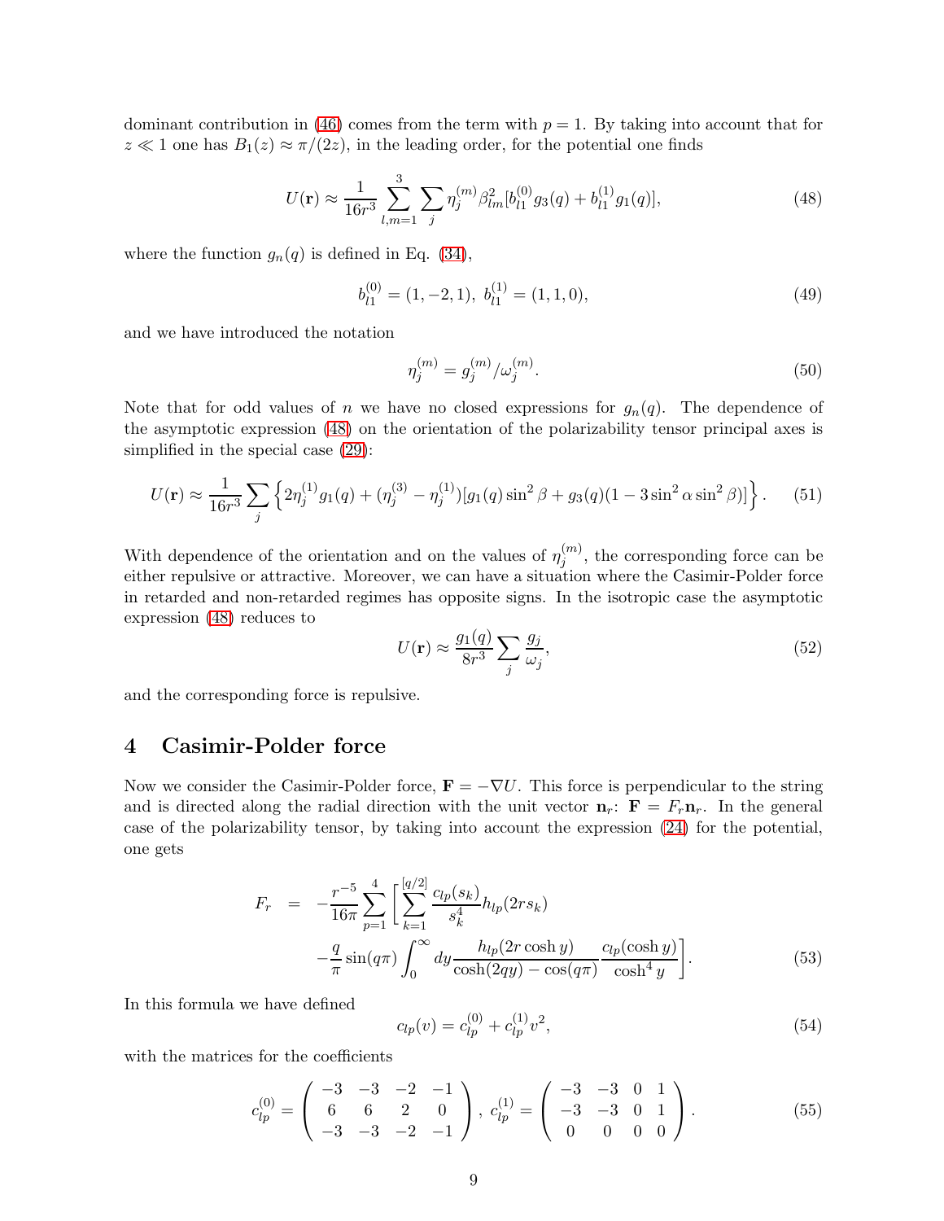dominant contribution in (46) comes from the term with $p = 1$. By taking into account that for $z \ll 1$ one has $B_1(z) \approx \pi/(2z)$, in the leading order, for the potential one finds

$$U(\mathbf{r}) \approx \frac{1}{16r^3} \sum_{l,m=1}^{3} \sum_j \eta_j^{(m)} \beta_{lm}^2 [b_{l1}^{(0)} g_3(q) + b_{l1}^{(1)} g_1(q)], \tag{48}$$

where the function $g_n(q)$ is defined in Eq. (34),

$$b_{l1}^{(0)} = (1, -2, 1),\ b_{l1}^{(1)} = (1, 1, 0), \tag{49}$$

and we have introduced the notation

$$\eta_j^{(m)} = g_j^{(m)}/\omega_j^{(m)}. \tag{50}$$

Note that for odd values of $n$ we have no closed expressions for $g_n(q)$. The dependence of the asymptotic expression (48) on the orientation of the polarizability tensor principal axes is simplified in the special case (29):

$$U(\mathbf{r}) \approx \frac{1}{16r^3} \sum_j \left\{ 2\eta_j^{(1)} g_1(q) + (\eta_j^{(3)} - \eta_j^{(1)})[g_1(q)\sin^2\beta + g_3(q)(1 - 3\sin^2\alpha \sin^2\beta)] \right\}. \tag{51}$$

With dependence of the orientation and on the values of $\eta_j^{(m)}$, the corresponding force can be either repulsive or attractive. Moreover, we can have a situation where the Casimir-Polder force in retarded and non-retarded regimes has opposite signs. In the isotropic case the asymptotic expression (48) reduces to

$$U(\mathbf{r}) \approx \frac{g_1(q)}{8r^3} \sum_j \frac{g_j}{\omega_j}, \tag{52}$$

and the corresponding force is repulsive.

## 4 Casimir-Polder force

Now we consider the Casimir-Polder force, $\mathbf{F} = -\nabla U$. This force is perpendicular to the string and is directed along the radial direction with the unit vector $\mathbf{n}_r$: $\mathbf{F} = F_r \mathbf{n}_r$. In the general case of the polarizability tensor, by taking into account the expression (24) for the potential, one gets

$$\begin{aligned} F_r &= -\frac{r^{-5}}{16\pi} \sum_{p=1}^{4} \left[ \sum_{k=1}^{[q/2]} \frac{c_{lp}(s_k)}{s_k^4} h_{lp}(2rs_k) \right. \\ &\left. -\frac{q}{\pi} \sin(q\pi) \int_0^\infty dy \frac{h_{lp}(2r\cosh y)}{\cosh(2qy) - \cos(q\pi)} \frac{c_{lp}(\cosh y)}{\cosh^4 y} \right]. \end{aligned} \tag{53}$$

In this formula we have defined

$$c_{lp}(v) = c_{lp}^{(0)} + c_{lp}^{(1)} v^2, \tag{54}$$

with the matrices for the coefficients

$$c_{lp}^{(0)} = \begin{pmatrix} -3 & -3 & -2 & -1 \\ 6 & 6 & 2 & 0 \\ -3 & -3 & -2 & -1 \end{pmatrix},\ c_{lp}^{(1)} = \begin{pmatrix} -3 & -3 & 0 & 1 \\ -3 & -3 & 0 & 1 \\ 0 & 0 & 0 & 0 \end{pmatrix}. \tag{55}$$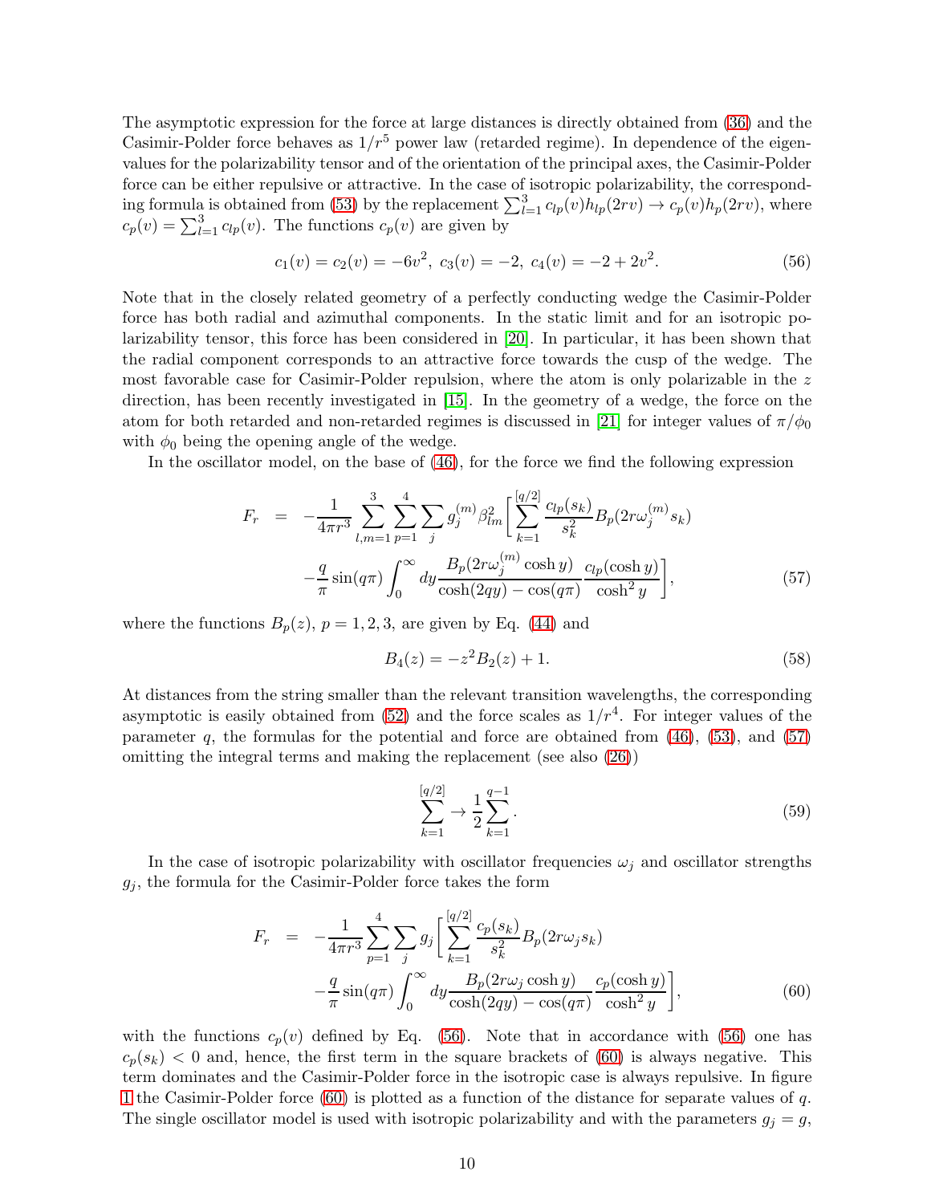The asymptotic expression for the force at large distances is directly obtained from (36) and the Casimir-Polder force behaves as $1/r^5$ power law (retarded regime). In dependence of the eigenvalues for the polarizability tensor and of the orientation of the principal axes, the Casimir-Polder force can be either repulsive or attractive. In the case of isotropic polarizability, the corresponding formula is obtained from (53) by the replacement $\sum_{l=1}^{3} c_{lp}(v) h_{lp}(2rv) \to c_p(v) h_p(2rv)$, where $c_p(v) = \sum_{l=1}^{3} c_{lp}(v)$. The functions $c_p(v)$ are given by

$$c_1(v) = c_2(v) = -6v^2,\ c_3(v) = -2,\ c_4(v) = -2 + 2v^2. \tag{56}$$

Note that in the closely related geometry of a perfectly conducting wedge the Casimir-Polder force has both radial and azimuthal components. In the static limit and for an isotropic polarizability tensor, this force has been considered in [20]. In particular, it has been shown that the radial component corresponds to an attractive force towards the cusp of the wedge. The most favorable case for Casimir-Polder repulsion, where the atom is only polarizable in the $z$ direction, has been recently investigated in [15]. In the geometry of a wedge, the force on the atom for both retarded and non-retarded regimes is discussed in [21] for integer values of $\pi/\phi_0$ with $\phi_0$ being the opening angle of the wedge.

In the oscillator model, on the base of (46), for the force we find the following expression

$$\begin{aligned} F_r &= -\frac{1}{4\pi r^3} \sum_{l,m=1}^{3} \sum_{p=1}^{4} \sum_j g_j^{(m)} \beta_{lm}^2 \Bigg[ \sum_{k=1}^{[q/2]} \frac{c_{lp}(s_k)}{s_k^2} B_p(2r\omega_j^{(m)} s_k) \\ &\quad - \frac{q}{\pi} \sin(q\pi) \int_0^\infty dy \frac{B_p(2r\omega_j^{(m)} \cosh y)}{\cosh(2qy) - \cos(q\pi)} \frac{c_{lp}(\cosh y)}{\cosh^2 y} \Bigg], \end{aligned} \tag{57}$$

where the functions $B_p(z)$, $p = 1, 2, 3$, are given by Eq. (44) and

$$B_4(z) = -z^2 B_2(z) + 1. \tag{58}$$

At distances from the string smaller than the relevant transition wavelengths, the corresponding asymptotic is easily obtained from (52) and the force scales as $1/r^4$. For integer values of the parameter $q$, the formulas for the potential and force are obtained from (46), (53), and (57) omitting the integral terms and making the replacement (see also (26))

$$\sum_{k=1}^{[q/2]} \to \frac{1}{2} \sum_{k=1}^{q-1}. \tag{59}$$

In the case of isotropic polarizability with oscillator frequencies $\omega_j$ and oscillator strengths $g_j$, the formula for the Casimir-Polder force takes the form

$$\begin{aligned} F_r &= -\frac{1}{4\pi r^3} \sum_{p=1}^{4} \sum_j g_j \Bigg[ \sum_{k=1}^{[q/2]} \frac{c_p(s_k)}{s_k^2} B_p(2r\omega_j s_k) \\ &\quad - \frac{q}{\pi} \sin(q\pi) \int_0^\infty dy \frac{B_p(2r\omega_j \cosh y)}{\cosh(2qy) - \cos(q\pi)} \frac{c_p(\cosh y)}{\cosh^2 y} \Bigg], \end{aligned} \tag{60}$$

with the functions $c_p(v)$ defined by Eq. (56). Note that in accordance with (56) one has $c_p(s_k) < 0$ and, hence, the first term in the square brackets of (60) is always negative. This term dominates and the Casimir-Polder force in the isotropic case is always repulsive. In figure 1 the Casimir-Polder force (60) is plotted as a function of the distance for separate values of $q$. The single oscillator model is used with isotropic polarizability and with the parameters $g_j = g$,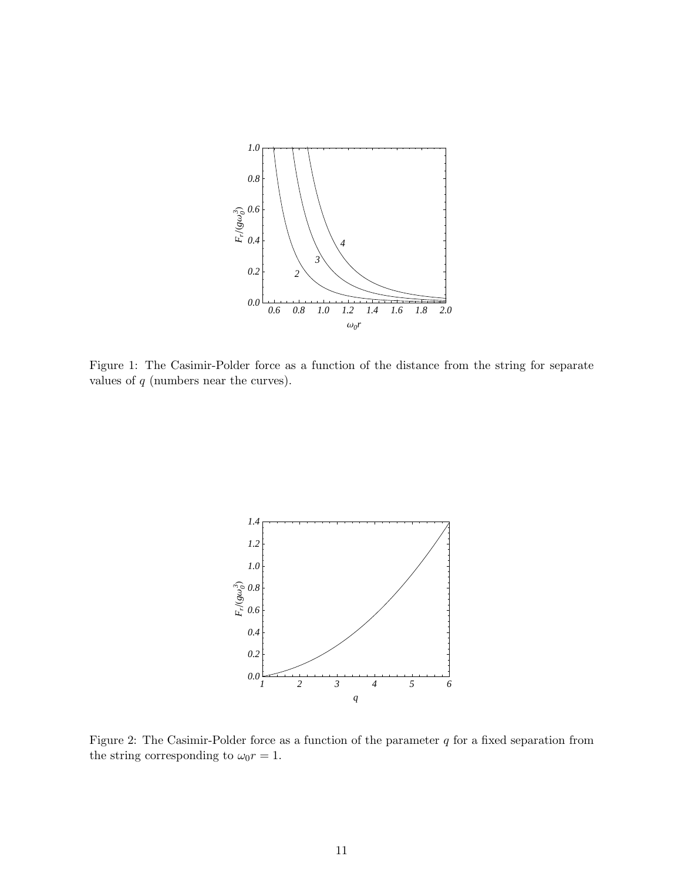Figure 1: The Casimir-Polder force as a function of the distance from the string for separate values of $q$ (numbers near the curves).

Figure 2: The Casimir-Polder force as a function of the parameter $q$ for a fixed separation from the string corresponding to $\omega_0 r = 1$.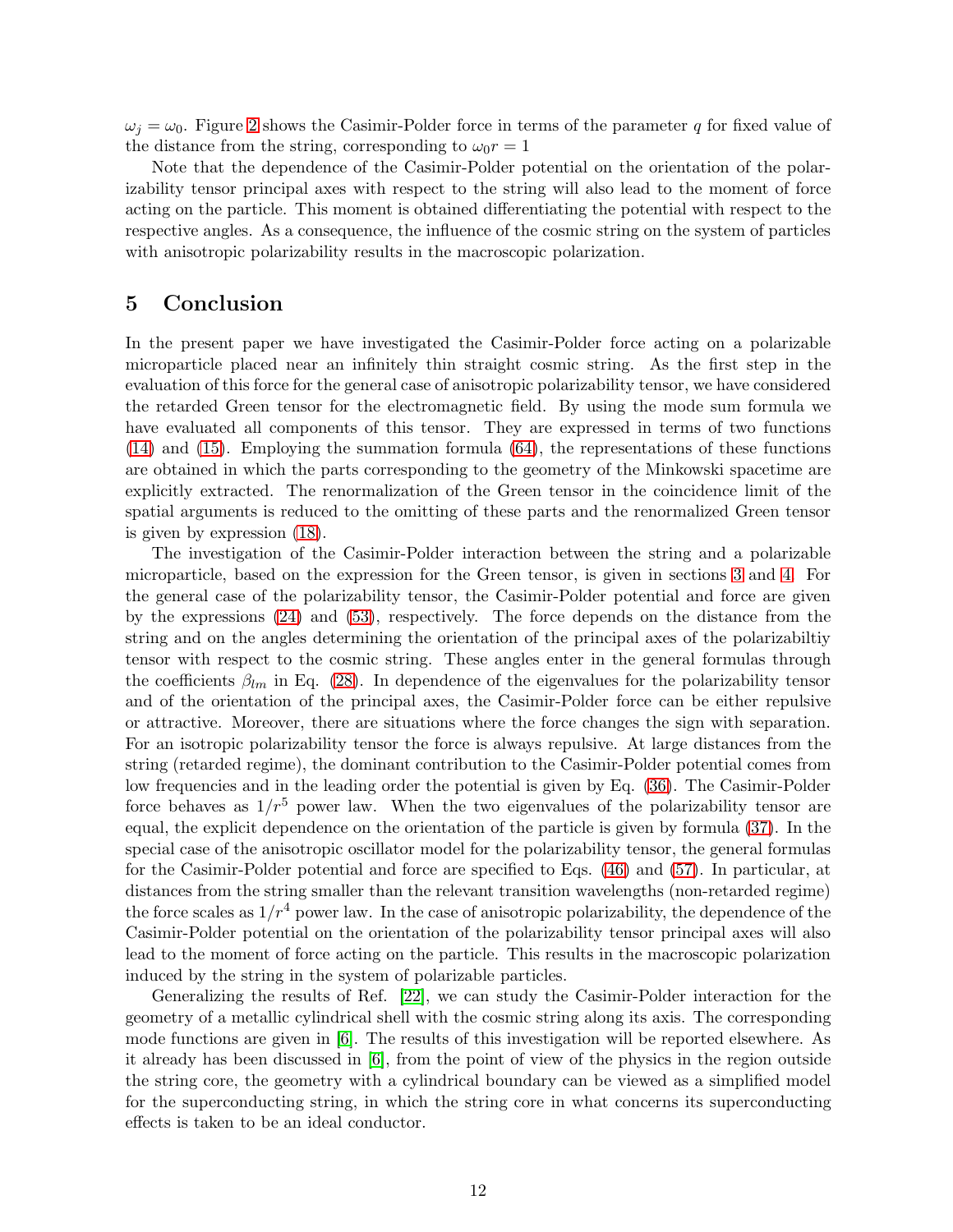$\omega_j = \omega_0$. Figure 2 shows the Casimir-Polder force in terms of the parameter $q$ for fixed value of the distance from the string, corresponding to $\omega_0 r = 1$

Note that the dependence of the Casimir-Polder potential on the orientation of the polarizability tensor principal axes with respect to the string will also lead to the moment of force acting on the particle. This moment is obtained differentiating the potential with respect to the respective angles. As a consequence, the influence of the cosmic string on the system of particles with anisotropic polarizability results in the macroscopic polarization.

## 5 Conclusion

In the present paper we have investigated the Casimir-Polder force acting on a polarizable microparticle placed near an infinitely thin straight cosmic string. As the first step in the evaluation of this force for the general case of anisotropic polarizability tensor, we have considered the retarded Green tensor for the electromagnetic field. By using the mode sum formula we have evaluated all components of this tensor. They are expressed in terms of two functions (14) and (15). Employing the summation formula (64), the representations of these functions are obtained in which the parts corresponding to the geometry of the Minkowski spacetime are explicitly extracted. The renormalization of the Green tensor in the coincidence limit of the spatial arguments is reduced to the omitting of these parts and the renormalized Green tensor is given by expression (18).

The investigation of the Casimir-Polder interaction between the string and a polarizable microparticle, based on the expression for the Green tensor, is given in sections 3 and 4. For the general case of the polarizability tensor, the Casimir-Polder potential and force are given by the expressions (24) and (53), respectively. The force depends on the distance from the string and on the angles determining the orientation of the principal axes of the polarizabiltiy tensor with respect to the cosmic string. These angles enter in the general formulas through the coefficients $\beta_{lm}$ in Eq. (28). In dependence of the eigenvalues for the polarizability tensor and of the orientation of the principal axes, the Casimir-Polder force can be either repulsive or attractive. Moreover, there are situations where the force changes the sign with separation. For an isotropic polarizability tensor the force is always repulsive. At large distances from the string (retarded regime), the dominant contribution to the Casimir-Polder potential comes from low frequencies and in the leading order the potential is given by Eq. (36). The Casimir-Polder force behaves as $1/r^5$ power law. When the two eigenvalues of the polarizability tensor are equal, the explicit dependence on the orientation of the particle is given by formula (37). In the special case of the anisotropic oscillator model for the polarizability tensor, the general formulas for the Casimir-Polder potential and force are specified to Eqs. (46) and (57). In particular, at distances from the string smaller than the relevant transition wavelengths (non-retarded regime) the force scales as $1/r^4$ power law. In the case of anisotropic polarizability, the dependence of the Casimir-Polder potential on the orientation of the polarizability tensor principal axes will also lead to the moment of force acting on the particle. This results in the macroscopic polarization induced by the string in the system of polarizable particles.

Generalizing the results of Ref. [22], we can study the Casimir-Polder interaction for the geometry of a metallic cylindrical shell with the cosmic string along its axis. The corresponding mode functions are given in [6]. The results of this investigation will be reported elsewhere. As it already has been discussed in [6], from the point of view of the physics in the region outside the string core, the geometry with a cylindrical boundary can be viewed as a simplified model for the superconducting string, in which the string core in what concerns its superconducting effects is taken to be an ideal conductor.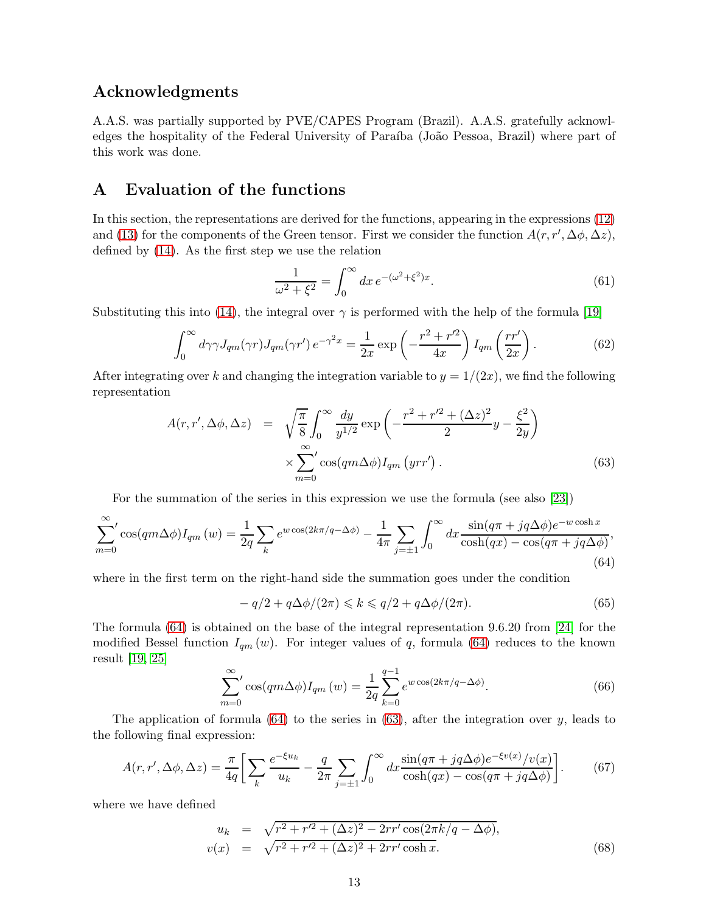## Acknowledgments

A.A.S. was partially supported by PVE/CAPES Program (Brazil). A.A.S. gratefully acknowledges the hospitality of the Federal University of Paraíba (João Pessoa, Brazil) where part of this work was done.

## A Evaluation of the functions

In this section, the representations are derived for the functions, appearing in the expressions (12) and (13) for the components of the Green tensor. First we consider the function $A(r,r',\Delta\phi,\Delta z)$, defined by (14). As the first step we use the relation

$$\frac{1}{\omega^2+\xi^2} = \int_0^\infty dx\, e^{-(\omega^2+\xi^2)x}. \tag{61}$$

Substituting this into (14), the integral over $\gamma$ is performed with the help of the formula [19]

$$\int_0^\infty d\gamma\gamma J_{qm}(\gamma r)J_{qm}(\gamma r')\, e^{-\gamma^2 x} = \frac{1}{2x}\exp\left(-\frac{r^2+r'^2}{4x}\right) I_{qm}\left(\frac{rr'}{2x}\right). \tag{62}$$

After integrating over $k$ and changing the integration variable to $y=1/(2x)$, we find the following representation

$$\begin{aligned} A(r,r',\Delta\phi,\Delta z) &= \sqrt{\frac{\pi}{8}}\int_0^\infty \frac{dy}{y^{1/2}}\exp\left(-\frac{r^2+r'^2+(\Delta z)^2}{2}y-\frac{\xi^2}{2y}\right) \\ &\quad\times {\sum_{m=0}^{\infty}}' \cos(qm\Delta\phi) I_{qm}\left(yrr'\right). \end{aligned} \tag{63}$$

For the summation of the series in this expression we use the formula (see also [23])

$${\sum_{m=0}^{\infty}}'\cos(qm\Delta\phi)I_{qm}\left(w\right) = \frac{1}{2q}\sum_k e^{w\cos(2k\pi/q-\Delta\phi)} - \frac{1}{4\pi}\sum_{j=\pm1}\int_0^\infty dx \frac{\sin(q\pi+jq\Delta\phi)e^{-w\cosh x}}{\cosh(qx)-\cos(q\pi+jq\Delta\phi)}, \tag{64}$$

where in the first term on the right-hand side the summation goes under the condition

$$-q/2+q\Delta\phi/(2\pi) \leqslant k \leqslant q/2+q\Delta\phi/(2\pi). \tag{65}$$

The formula (64) is obtained on the base of the integral representation 9.6.20 from [24] for the modified Bessel function $I_{qm}(w)$. For integer values of $q$, formula (64) reduces to the known result [19, 25]

$${\sum_{m=0}^{\infty}}'\cos(qm\Delta\phi)I_{qm}\left(w\right) = \frac{1}{2q}\sum_{k=0}^{q-1} e^{w\cos(2k\pi/q-\Delta\phi)}. \tag{66}$$

The application of formula (64) to the series in (63), after the integration over $y$, leads to the following final expression:

$$A(r,r',\Delta\phi,\Delta z) = \frac{\pi}{4q}\bigg[\sum_k \frac{e^{-\xi u_k}}{u_k} - \frac{q}{2\pi}\sum_{j=\pm1}\int_0^\infty dx \frac{\sin(q\pi+jq\Delta\phi)e^{-\xi v(x)}/v(x)}{\cosh(qx)-\cos(q\pi+jq\Delta\phi)}\bigg]. \tag{67}$$

where we have defined

$$\begin{aligned} u_k &= \sqrt{r^2+r'^2+(\Delta z)^2-2rr'\cos(2\pi k/q-\Delta\phi)}, \\ v(x) &= \sqrt{r^2+r'^2+(\Delta z)^2+2rr'\cosh x}. \end{aligned} \tag{68}$$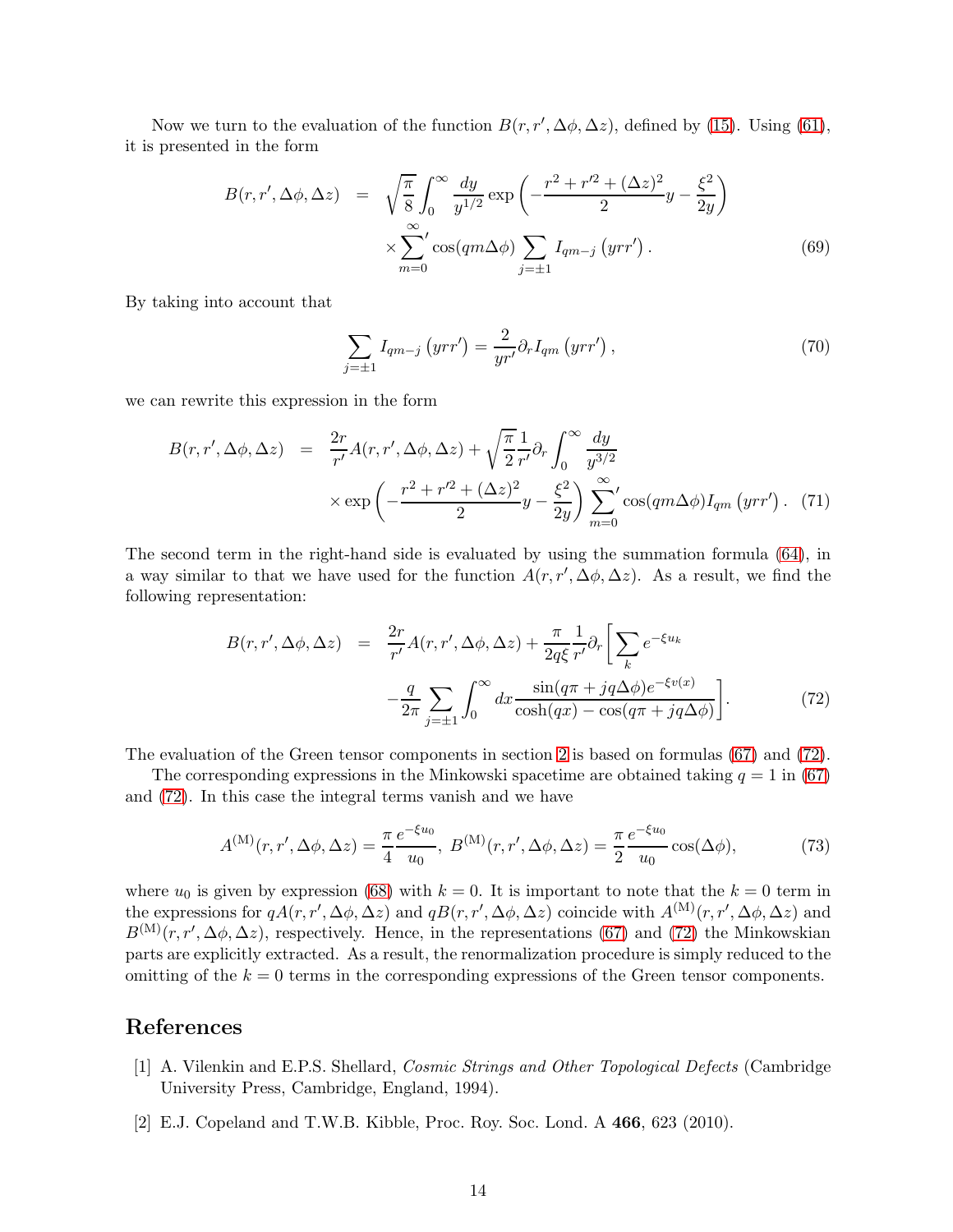Now we turn to the evaluation of the function $B(r, r', \Delta\phi, \Delta z)$, defined by (15). Using (61), it is presented in the form

$$
\begin{aligned}
B(r, r', \Delta\phi, \Delta z) &= \sqrt{\frac{\pi}{8}} \int_0^\infty \frac{dy}{y^{1/2}} \exp\left( -\frac{r^2 + r'^2 + (\Delta z)^2}{2} y - \frac{\xi^2}{2y} \right) \\
&\quad \times {\sum_{m=0}^{\infty}}' \cos(qm\Delta\phi) \sum_{j=\pm 1} I_{qm-j}\left( yrr' \right). \qquad (69)
\end{aligned}
$$

By taking into account that

$$
\sum_{j=\pm 1} I_{qm-j}\left( yrr' \right) = \frac{2}{yr'} \partial_r I_{qm}\left( yrr' \right), \qquad (70)
$$

we can rewrite this expression in the form

$$
\begin{aligned}
B(r, r', \Delta\phi, \Delta z) &= \frac{2r}{r'} A(r, r', \Delta\phi, \Delta z) + \sqrt{\frac{\pi}{2}} \frac{1}{r'} \partial_r \int_0^\infty \frac{dy}{y^{3/2}} \\
&\quad \times \exp\left( -\frac{r^2 + r'^2 + (\Delta z)^2}{2} y - \frac{\xi^2}{2y} \right) {\sum_{m=0}^{\infty}}' \cos(qm\Delta\phi) I_{qm}\left( yrr' \right). \quad (71)
\end{aligned}
$$

The second term in the right-hand side is evaluated by using the summation formula (64), in a way similar to that we have used for the function $A(r, r', \Delta\phi, \Delta z)$. As a result, we find the following representation:

$$
\begin{aligned}
B(r, r', \Delta\phi, \Delta z) &= \frac{2r}{r'} A(r, r', \Delta\phi, \Delta z) + \frac{\pi}{2q\xi} \frac{1}{r'} \partial_r \Bigg[ \sum_k e^{-\xi u_k} \\
&\quad - \frac{q}{2\pi} \sum_{j=\pm 1} \int_0^\infty dx \frac{\sin(q\pi + jq\Delta\phi) e^{-\xi v(x)}}{\cosh(qx) - \cos(q\pi + jq\Delta\phi)} \Bigg]. \qquad (72)
\end{aligned}
$$

The evaluation of the Green tensor components in section 2 is based on formulas (67) and (72).

The corresponding expressions in the Minkowski spacetime are obtained taking $q = 1$ in (67) and (72). In this case the integral terms vanish and we have

$$
A^{(\mathrm{M})}(r, r', \Delta\phi, \Delta z) = \frac{\pi}{4} \frac{e^{-\xi u_0}}{u_0}, \; B^{(\mathrm{M})}(r, r', \Delta\phi, \Delta z) = \frac{\pi}{2} \frac{e^{-\xi u_0}}{u_0} \cos(\Delta\phi), \qquad (73)
$$

where $u_0$ is given by expression (68) with $k = 0$. It is important to note that the $k = 0$ term in the expressions for $qA(r, r', \Delta\phi, \Delta z)$ and $qB(r, r', \Delta\phi, \Delta z)$ coincide with $A^{(\mathrm{M})}(r, r', \Delta\phi, \Delta z)$ and $B^{(\mathrm{M})}(r, r', \Delta\phi, \Delta z)$, respectively. Hence, in the representations (67) and (72) the Minkowskian parts are explicitly extracted. As a result, the renormalization procedure is simply reduced to the omitting of the $k = 0$ terms in the corresponding expressions of the Green tensor components.

## References

[1] A. Vilenkin and E.P.S. Shellard, *Cosmic Strings and Other Topological Defects* (Cambridge University Press, Cambridge, England, 1994).

[2] E.J. Copeland and T.W.B. Kibble, Proc. Roy. Soc. Lond. A **466**, 623 (2010).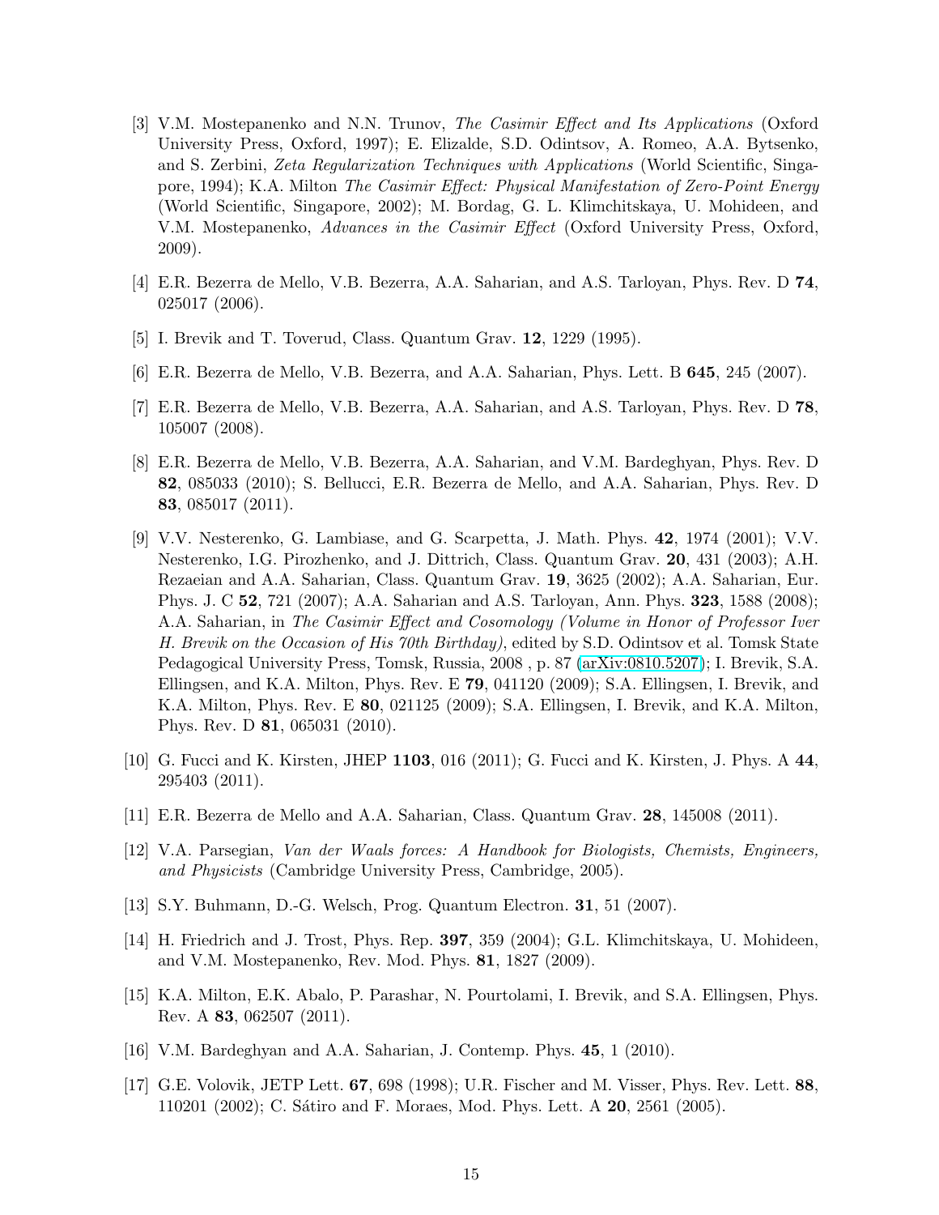[3] V.M. Mostepanenko and N.N. Trunov, *The Casimir Effect and Its Applications* (Oxford University Press, Oxford, 1997); E. Elizalde, S.D. Odintsov, A. Romeo, A.A. Bytsenko, and S. Zerbini, *Zeta Regularization Techniques with Applications* (World Scientific, Singapore, 1994); K.A. Milton *The Casimir Effect: Physical Manifestation of Zero-Point Energy* (World Scientific, Singapore, 2002); M. Bordag, G. L. Klimchitskaya, U. Mohideen, and V.M. Mostepanenko, *Advances in the Casimir Effect* (Oxford University Press, Oxford, 2009).

[4] E.R. Bezerra de Mello, V.B. Bezerra, A.A. Saharian, and A.S. Tarloyan, Phys. Rev. D **74**, 025017 (2006).

[5] I. Brevik and T. Toverud, Class. Quantum Grav. **12**, 1229 (1995).

[6] E.R. Bezerra de Mello, V.B. Bezerra, and A.A. Saharian, Phys. Lett. B **645**, 245 (2007).

[7] E.R. Bezerra de Mello, V.B. Bezerra, A.A. Saharian, and A.S. Tarloyan, Phys. Rev. D **78**, 105007 (2008).

[8] E.R. Bezerra de Mello, V.B. Bezerra, A.A. Saharian, and V.M. Bardeghyan, Phys. Rev. D **82**, 085033 (2010); S. Bellucci, E.R. Bezerra de Mello, and A.A. Saharian, Phys. Rev. D **83**, 085017 (2011).

[9] V.V. Nesterenko, G. Lambiase, and G. Scarpetta, J. Math. Phys. **42**, 1974 (2001); V.V. Nesterenko, I.G. Pirozhenko, and J. Dittrich, Class. Quantum Grav. **20**, 431 (2003); A.H. Rezaeian and A.A. Saharian, Class. Quantum Grav. **19**, 3625 (2002); A.A. Saharian, Eur. Phys. J. C **52**, 721 (2007); A.A. Saharian and A.S. Tarloyan, Ann. Phys. **323**, 1588 (2008); A.A. Saharian, in *The Casimir Effect and Cosomology (Volume in Honor of Professor Iver H. Brevik on the Occasion of His 70th Birthday)*, edited by S.D. Odintsov et al. Tomsk State Pedagogical University Press, Tomsk, Russia, 2008 , p. 87 (arXiv:0810.5207); I. Brevik, S.A. Ellingsen, and K.A. Milton, Phys. Rev. E **79**, 041120 (2009); S.A. Ellingsen, I. Brevik, and K.A. Milton, Phys. Rev. E **80**, 021125 (2009); S.A. Ellingsen, I. Brevik, and K.A. Milton, Phys. Rev. D **81**, 065031 (2010).

[10] G. Fucci and K. Kirsten, JHEP **1103**, 016 (2011); G. Fucci and K. Kirsten, J. Phys. A **44**, 295403 (2011).

[11] E.R. Bezerra de Mello and A.A. Saharian, Class. Quantum Grav. **28**, 145008 (2011).

[12] V.A. Parsegian, *Van der Waals forces: A Handbook for Biologists, Chemists, Engineers, and Physicists* (Cambridge University Press, Cambridge, 2005).

[13] S.Y. Buhmann, D.-G. Welsch, Prog. Quantum Electron. **31**, 51 (2007).

[14] H. Friedrich and J. Trost, Phys. Rep. **397**, 359 (2004); G.L. Klimchitskaya, U. Mohideen, and V.M. Mostepanenko, Rev. Mod. Phys. **81**, 1827 (2009).

[15] K.A. Milton, E.K. Abalo, P. Parashar, N. Pourtolami, I. Brevik, and S.A. Ellingsen, Phys. Rev. A **83**, 062507 (2011).

[16] V.M. Bardeghyan and A.A. Saharian, J. Contemp. Phys. **45**, 1 (2010).

[17] G.E. Volovik, JETP Lett. **67**, 698 (1998); U.R. Fischer and M. Visser, Phys. Rev. Lett. **88**, 110201 (2002); C. Sátiro and F. Moraes, Mod. Phys. Lett. A **20**, 2561 (2005).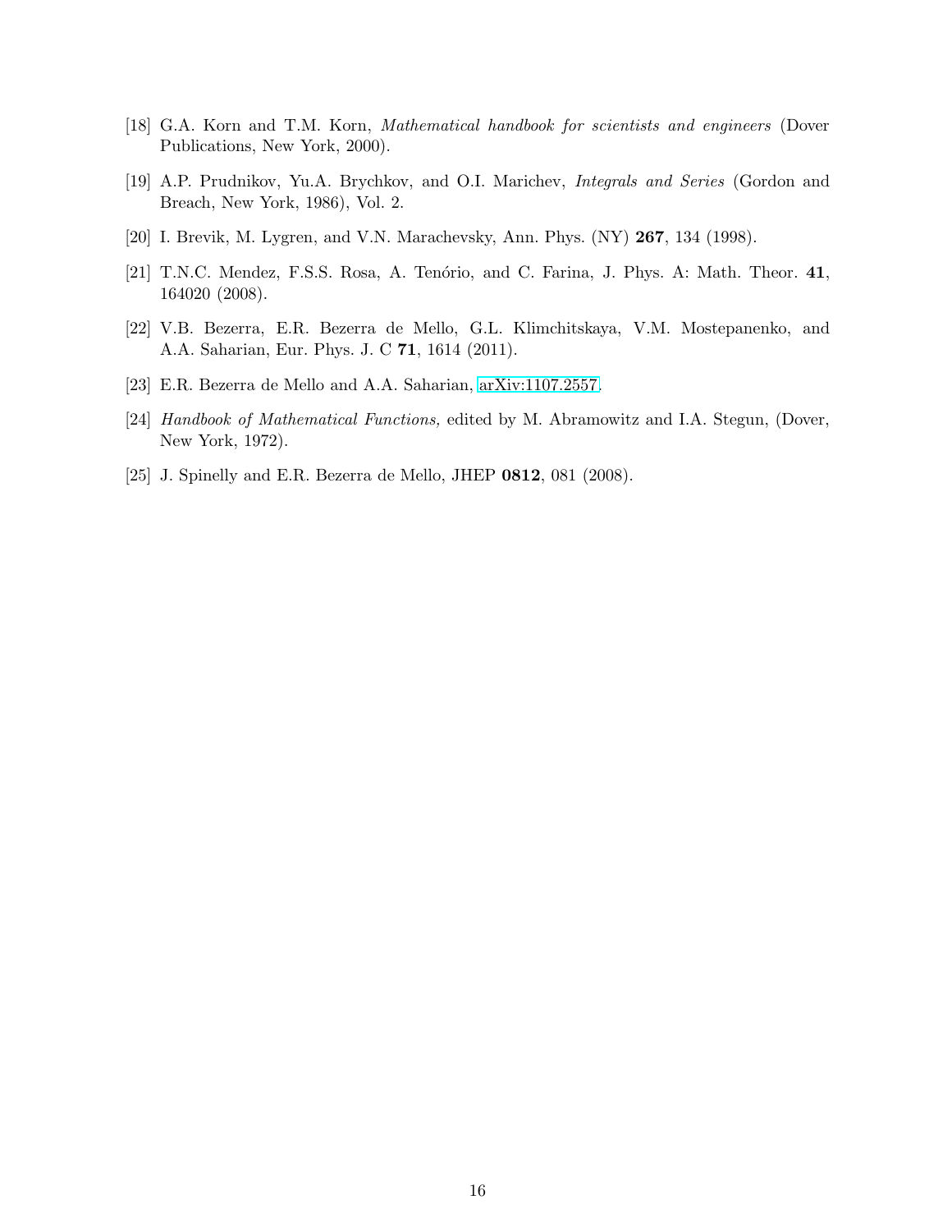[18] G.A. Korn and T.M. Korn, *Mathematical handbook for scientists and engineers* (Dover Publications, New York, 2000).

[19] A.P. Prudnikov, Yu.A. Brychkov, and O.I. Marichev, *Integrals and Series* (Gordon and Breach, New York, 1986), Vol. 2.

[20] I. Brevik, M. Lygren, and V.N. Marachevsky, Ann. Phys. (NY) **267**, 134 (1998).

[21] T.N.C. Mendez, F.S.S. Rosa, A. Tenório, and C. Farina, J. Phys. A: Math. Theor. **41**, 164020 (2008).

[22] V.B. Bezerra, E.R. Bezerra de Mello, G.L. Klimchitskaya, V.M. Mostepanenko, and A.A. Saharian, Eur. Phys. J. C **71**, 1614 (2011).

[23] E.R. Bezerra de Mello and A.A. Saharian, arXiv:1107.2557.

[24] *Handbook of Mathematical Functions,* edited by M. Abramowitz and I.A. Stegun, (Dover, New York, 1972).

[25] J. Spinelly and E.R. Bezerra de Mello, JHEP **0812**, 081 (2008).